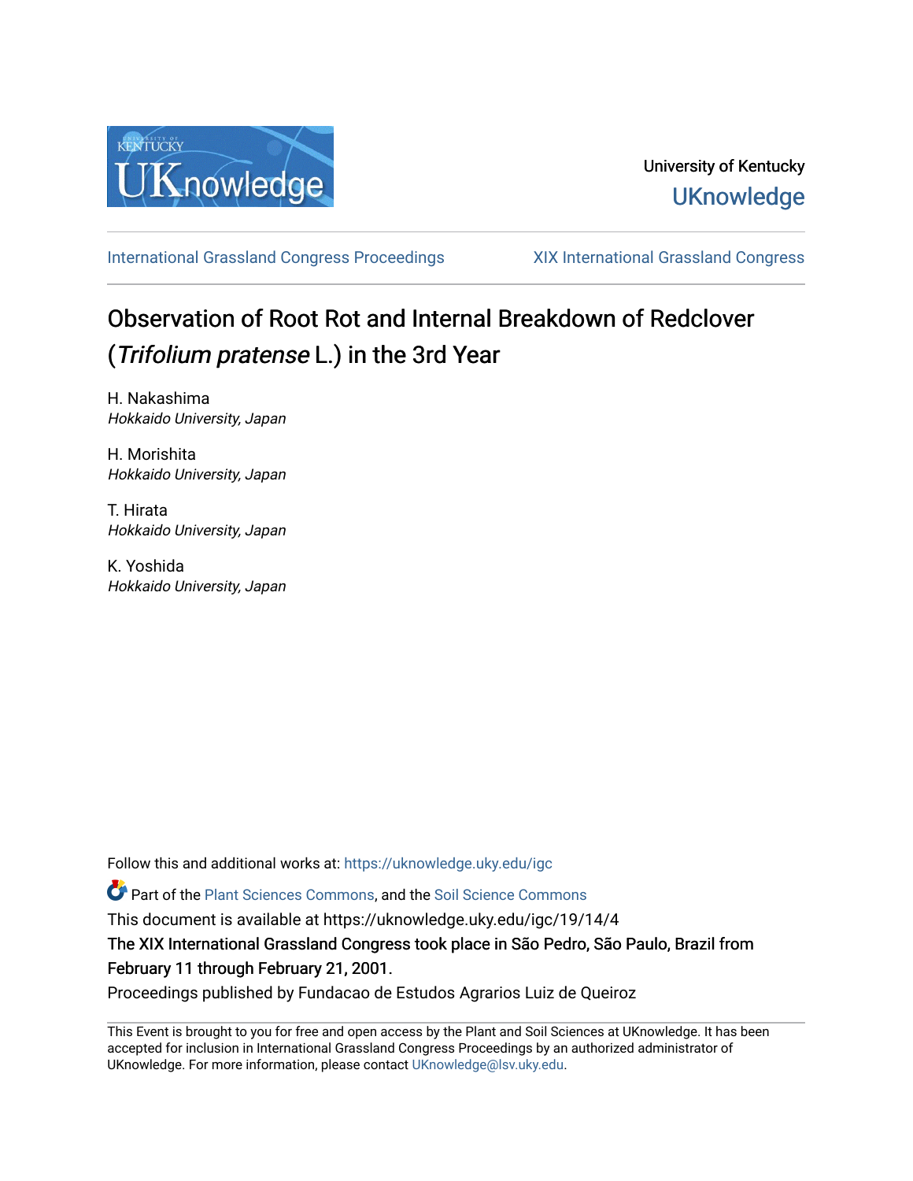University of Kentucky

UKnowledge

International Grassland Congress Proceedings

XIX International Grassland Congress

# Observation of Root Rot and Internal Breakdown of Redclover (*Trifolium pratense* L.) in the 3rd Year

H. Nakashima
*Hokkaido University, Japan*

H. Morishita
*Hokkaido University, Japan*

T. Hirata
*Hokkaido University, Japan*

K. Yoshida
*Hokkaido University, Japan*

Follow this and additional works at: https://uknowledge.uky.edu/igc

Part of the Plant Sciences Commons, and the Soil Science Commons

This document is available at https://uknowledge.uky.edu/igc/19/14/4

The XIX International Grassland Congress took place in São Pedro, São Paulo, Brazil from February 11 through February 21, 2001.

Proceedings published by Fundacao de Estudos Agrarios Luiz de Queiroz

This Event is brought to you for free and open access by the Plant and Soil Sciences at UKnowledge. It has been accepted for inclusion in International Grassland Congress Proceedings by an authorized administrator of UKnowledge. For more information, please contact UKnowledge@lsv.uky.edu.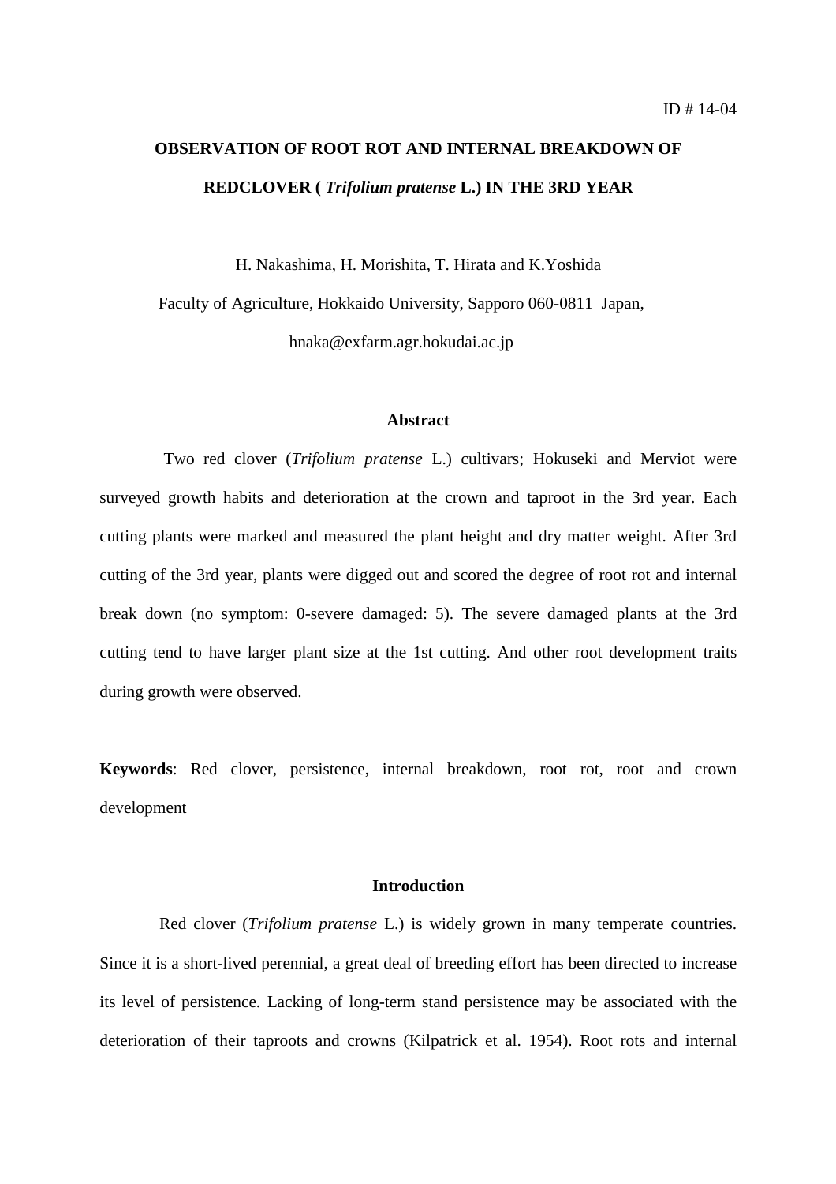ID # 14-04

# OBSERVATION OF ROOT ROT AND INTERNAL BREAKDOWN OF REDCLOVER ( *Trifolium pratense* L.) IN THE 3RD YEAR

H. Nakashima, H. Morishita, T. Hirata and K.Yoshida

Faculty of Agriculture, Hokkaido University, Sapporo 060-0811 Japan,

hnaka@exfarm.agr.hokudai.ac.jp

## Abstract

Two red clover (*Trifolium pratense* L.) cultivars; Hokuseki and Merviot were surveyed growth habits and deterioration at the crown and taproot in the 3rd year. Each cutting plants were marked and measured the plant height and dry matter weight. After 3rd cutting of the 3rd year, plants were digged out and scored the degree of root rot and internal break down (no symptom: 0-severe damaged: 5). The severe damaged plants at the 3rd cutting tend to have larger plant size at the 1st cutting. And other root development traits during growth were observed.

**Keywords**: Red clover, persistence, internal breakdown, root rot, root and crown development

## Introduction

Red clover (*Trifolium pratense* L.) is widely grown in many temperate countries. Since it is a short-lived perennial, a great deal of breeding effort has been directed to increase its level of persistence. Lacking of long-term stand persistence may be associated with the deterioration of their taproots and crowns (Kilpatrick et al. 1954). Root rots and internal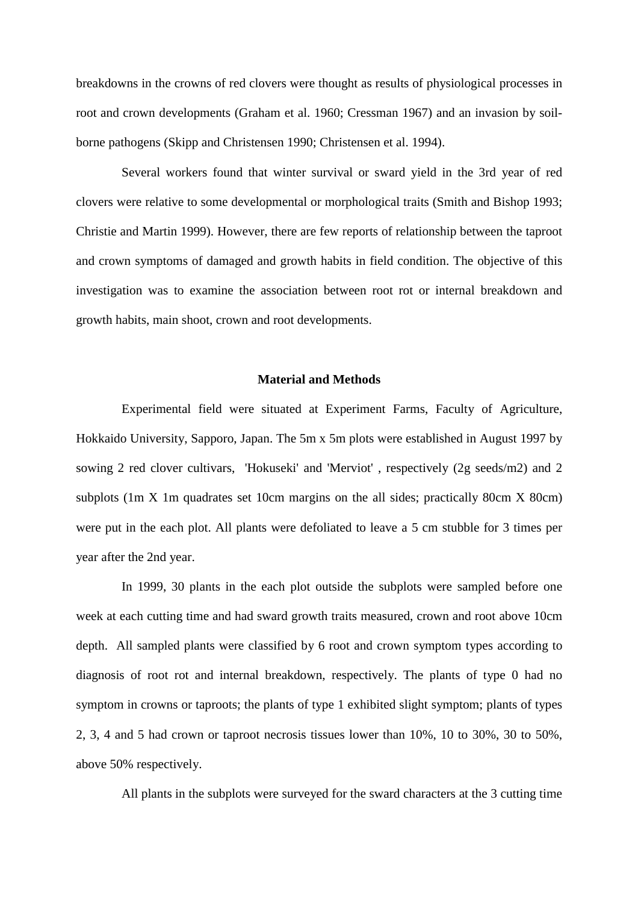breakdowns in the crowns of red clovers were thought as results of physiological processes in root and crown developments (Graham et al. 1960; Cressman 1967) and an invasion by soil-borne pathogens (Skipp and Christensen 1990; Christensen et al. 1994).

Several workers found that winter survival or sward yield in the 3rd year of red clovers were relative to some developmental or morphological traits (Smith and Bishop 1993; Christie and Martin 1999). However, there are few reports of relationship between the taproot and crown symptoms of damaged and growth habits in field condition. The objective of this investigation was to examine the association between root rot or internal breakdown and growth habits, main shoot, crown and root developments.

## Material and Methods

Experimental field were situated at Experiment Farms, Faculty of Agriculture, Hokkaido University, Sapporo, Japan. The 5m x 5m plots were established in August 1997 by sowing 2 red clover cultivars, 'Hokuseki' and 'Merviot' , respectively (2g seeds/m2) and 2 subplots (1m X 1m quadrates set 10cm margins on the all sides; practically 80cm X 80cm) were put in the each plot. All plants were defoliated to leave a 5 cm stubble for 3 times per year after the 2nd year.

In 1999, 30 plants in the each plot outside the subplots were sampled before one week at each cutting time and had sward growth traits measured, crown and root above 10cm depth. All sampled plants were classified by 6 root and crown symptom types according to diagnosis of root rot and internal breakdown, respectively. The plants of type 0 had no symptom in crowns or taproots; the plants of type 1 exhibited slight symptom; plants of types 2, 3, 4 and 5 had crown or taproot necrosis tissues lower than 10%, 10 to 30%, 30 to 50%, above 50% respectively.

All plants in the subplots were surveyed for the sward characters at the 3 cutting time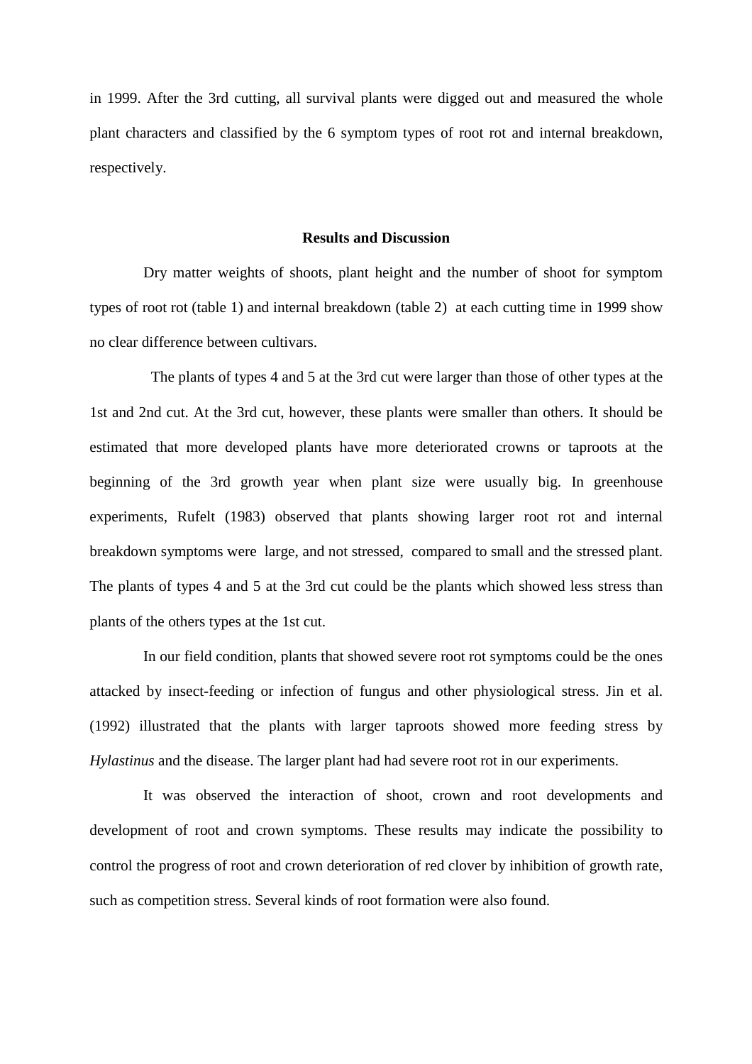in 1999. After the 3rd cutting, all survival plants were digged out and measured the whole plant characters and classified by the 6 symptom types of root rot and internal breakdown, respectively.

## Results and Discussion

Dry matter weights of shoots, plant height and the number of shoot for symptom types of root rot (table 1) and internal breakdown (table 2) at each cutting time in 1999 show no clear difference between cultivars.

The plants of types 4 and 5 at the 3rd cut were larger than those of other types at the 1st and 2nd cut. At the 3rd cut, however, these plants were smaller than others. It should be estimated that more developed plants have more deteriorated crowns or taproots at the beginning of the 3rd growth year when plant size were usually big. In greenhouse experiments, Rufelt (1983) observed that plants showing larger root rot and internal breakdown symptoms were large, and not stressed, compared to small and the stressed plant. The plants of types 4 and 5 at the 3rd cut could be the plants which showed less stress than plants of the others types at the 1st cut.

In our field condition, plants that showed severe root rot symptoms could be the ones attacked by insect-feeding or infection of fungus and other physiological stress. Jin et al. (1992) illustrated that the plants with larger taproots showed more feeding stress by *Hylastinus* and the disease. The larger plant had had severe root rot in our experiments.

It was observed the interaction of shoot, crown and root developments and development of root and crown symptoms. These results may indicate the possibility to control the progress of root and crown deterioration of red clover by inhibition of growth rate, such as competition stress. Several kinds of root formation were also found.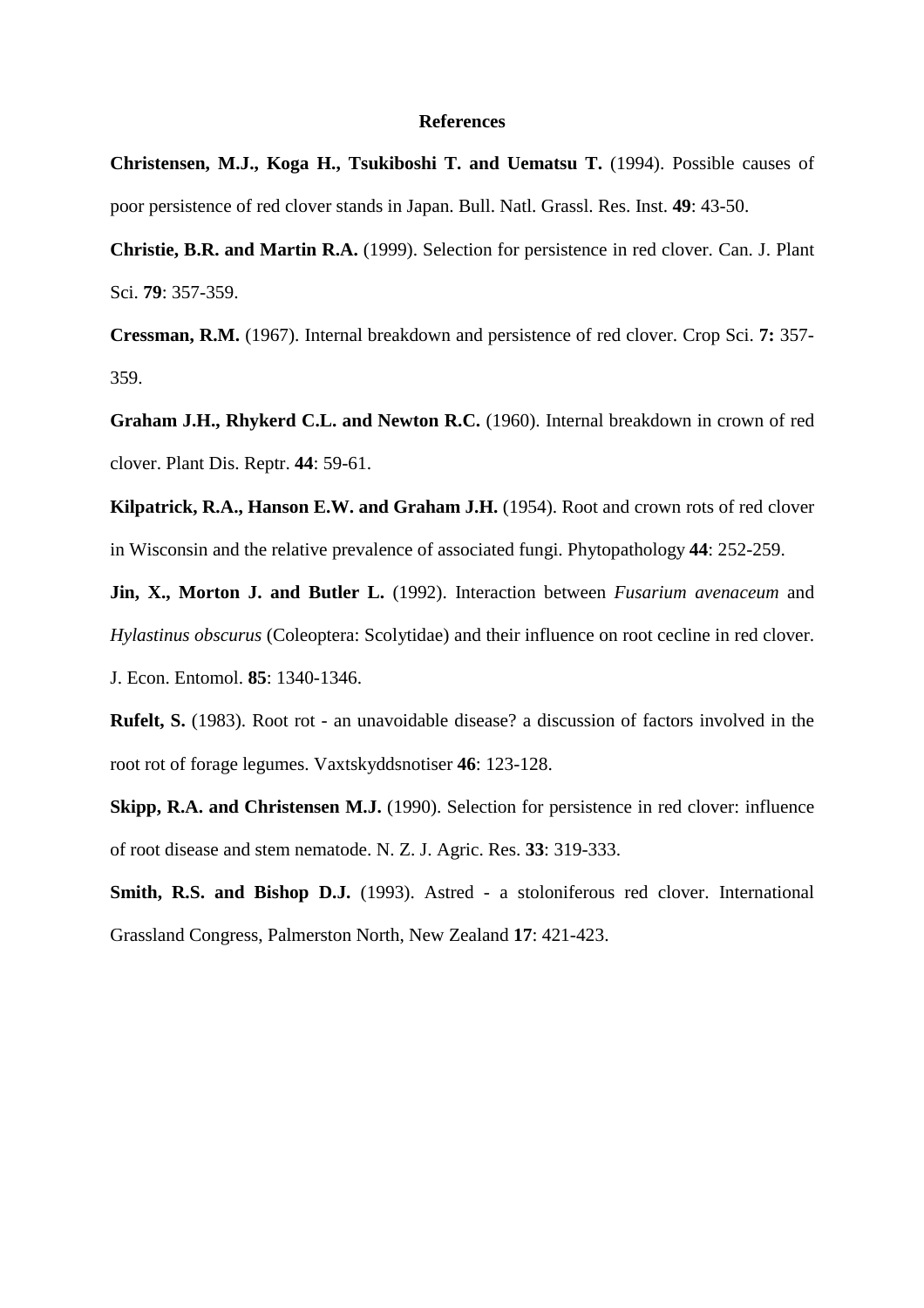# References

**Christensen, M.J., Koga H., Tsukiboshi T. and Uematsu T.** (1994). Possible causes of poor persistence of red clover stands in Japan. Bull. Natl. Grassl. Res. Inst. **49**: 43-50.

**Christie, B.R. and Martin R.A.** (1999). Selection for persistence in red clover. Can. J. Plant Sci. **79**: 357-359.

**Cressman, R.M.** (1967). Internal breakdown and persistence of red clover. Crop Sci. **7:** 357-359.

**Graham J.H., Rhykerd C.L. and Newton R.C.** (1960). Internal breakdown in crown of red clover. Plant Dis. Reptr. **44**: 59-61.

**Kilpatrick, R.A., Hanson E.W. and Graham J.H.** (1954). Root and crown rots of red clover in Wisconsin and the relative prevalence of associated fungi. Phytopathology **44**: 252-259.

**Jin, X., Morton J. and Butler L.** (1992). Interaction between *Fusarium avenaceum* and *Hylastinus obscurus* (Coleoptera: Scolytidae) and their influence on root cecline in red clover. J. Econ. Entomol. **85**: 1340-1346.

**Rufelt, S.** (1983). Root rot - an unavoidable disease? a discussion of factors involved in the root rot of forage legumes. Vaxtskyddsnotiser **46**: 123-128.

**Skipp, R.A. and Christensen M.J.** (1990). Selection for persistence in red clover: influence of root disease and stem nematode. N. Z. J. Agric. Res. **33**: 319-333.

**Smith, R.S. and Bishop D.J.** (1993). Astred - a stoloniferous red clover. International Grassland Congress, Palmerston North, New Zealand **17**: 421-423.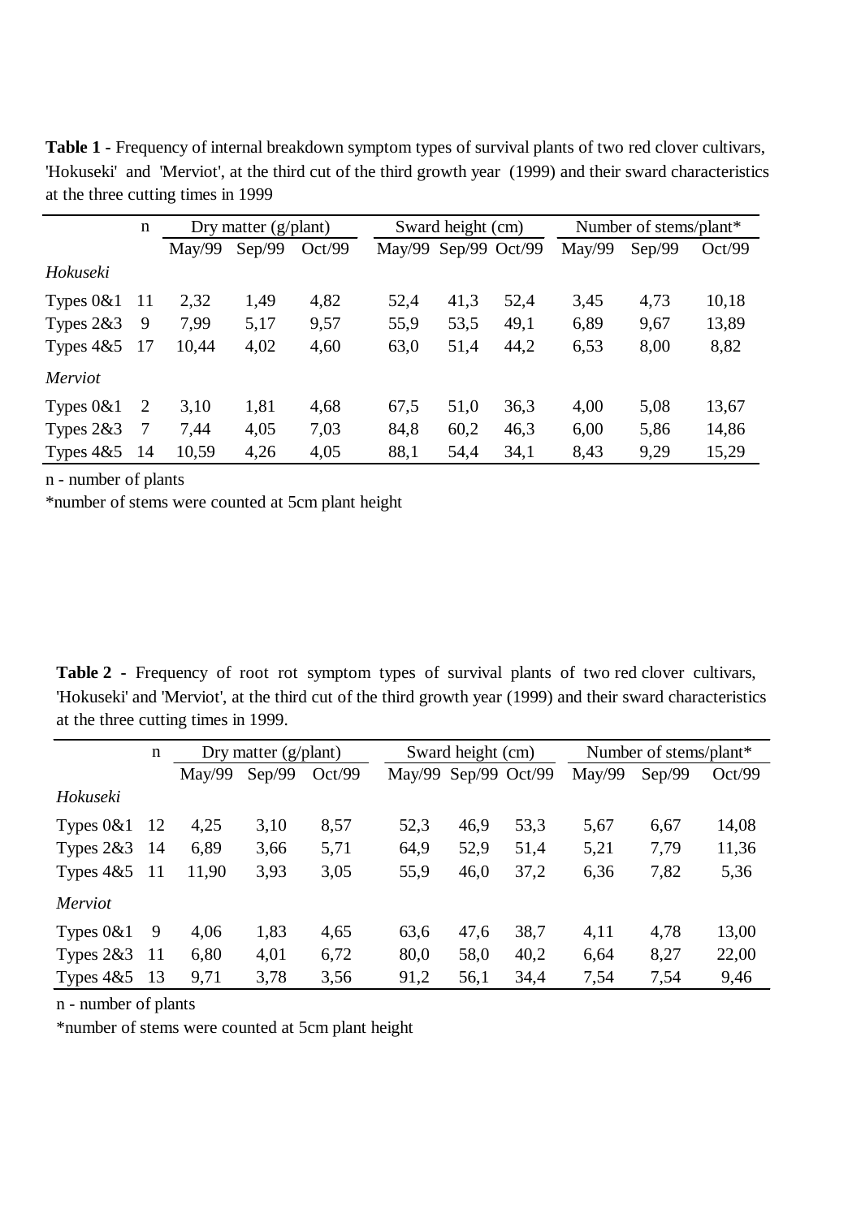**Table 1 -** Frequency of internal breakdown symptom types of survival plants of two red clover cultivars, 'Hokuseki' and 'Merviot', at the third cut of the third growth year (1999) and their sward characteristics at the three cutting times in 1999

| | n | Dry matter (g/plant) | | | Sward height (cm) | | | Number of stems/plant* | | |
|---|---|---|---|---|---|---|---|---|---|---|
| | | May/99 | Sep/99 | Oct/99 | May/99 | Sep/99 | Oct/99 | May/99 | Sep/99 | Oct/99 |
| *Hokuseki* | | | | | | | | | | |
| Types 0&1 | 11 | 2,32 | 1,49 | 4,82 | 52,4 | 41,3 | 52,4 | 3,45 | 4,73 | 10,18 |
| Types 2&3 | 9 | 7,99 | 5,17 | 9,57 | 55,9 | 53,5 | 49,1 | 6,89 | 9,67 | 13,89 |
| Types 4&5 | 17 | 10,44 | 4,02 | 4,60 | 63,0 | 51,4 | 44,2 | 6,53 | 8,00 | 8,82 |
| *Merviot* | | | | | | | | | | |
| Types 0&1 | 2 | 3,10 | 1,81 | 4,68 | 67,5 | 51,0 | 36,3 | 4,00 | 5,08 | 13,67 |
| Types 2&3 | 7 | 7,44 | 4,05 | 7,03 | 84,8 | 60,2 | 46,3 | 6,00 | 5,86 | 14,86 |
| Types 4&5 | 14 | 10,59 | 4,26 | 4,05 | 88,1 | 54,4 | 34,1 | 8,43 | 9,29 | 15,29 |

n - number of plants

*number of stems were counted at 5cm plant height

**Table 2** - Frequency of root rot symptom types of survival plants of two red clover cultivars, 'Hokuseki' and 'Merviot', at the third cut of the third growth year (1999) and their sward characteristics at the three cutting times in 1999.

| | n | Dry matter (g/plant) | | | Sward height (cm) | | | Number of stems/plant* | | |
|---|---|---|---|---|---|---|---|---|---|---|
| | | May/99 | Sep/99 | Oct/99 | May/99 | Sep/99 | Oct/99 | May/99 | Sep/99 | Oct/99 |
| *Hokuseki* | | | | | | | | | | |
| Types 0&1 | 12 | 4,25 | 3,10 | 8,57 | 52,3 | 46,9 | 53,3 | 5,67 | 6,67 | 14,08 |
| Types 2&3 | 14 | 6,89 | 3,66 | 5,71 | 64,9 | 52,9 | 51,4 | 5,21 | 7,79 | 11,36 |
| Types 4&5 | 11 | 11,90 | 3,93 | 3,05 | 55,9 | 46,0 | 37,2 | 6,36 | 7,82 | 5,36 |
| *Merviot* | | | | | | | | | | |
| Types 0&1 | 9 | 4,06 | 1,83 | 4,65 | 63,6 | 47,6 | 38,7 | 4,11 | 4,78 | 13,00 |
| Types 2&3 | 11 | 6,80 | 4,01 | 6,72 | 80,0 | 58,0 | 40,2 | 6,64 | 8,27 | 22,00 |
| Types 4&5 | 13 | 9,71 | 3,78 | 3,56 | 91,2 | 56,1 | 34,4 | 7,54 | 7,54 | 9,46 |

n - number of plants

*number of stems were counted at 5cm plant height